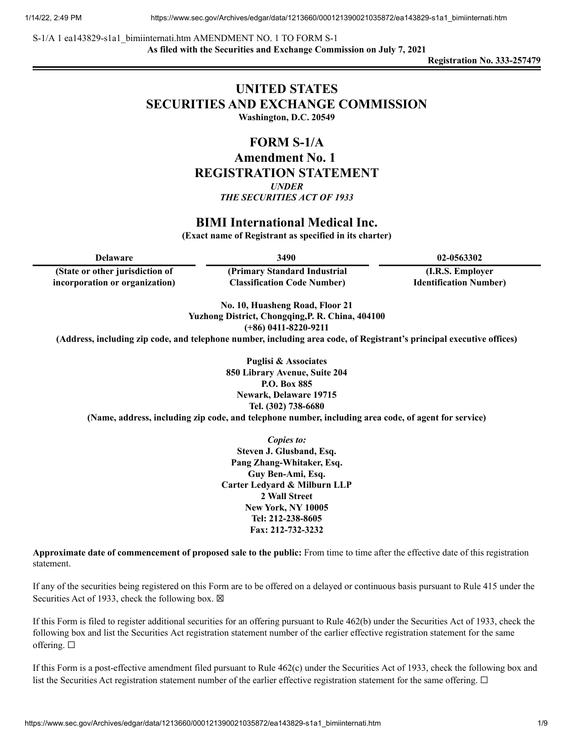S-1/A 1 ea143829-s1a1_bimiinternati.htm AMENDMENT NO. 1 TO FORM S-1

**As filed with the Securities and Exchange Commission on July 7, 2021**

**Registration No. 333-257479**

# UNITED STATES
# SECURITIES AND EXCHANGE COMMISSION

**Washington, D.C. 20549**

## FORM S-1/A
## Amendment No. 1
## REGISTRATION STATEMENT

***UNDER***
***THE SECURITIES ACT OF 1933***

## BIMI International Medical Inc.

**(Exact name of Registrant as specified in its charter)**

| Delaware | 3490 | 02-0563302 |
|---|---|---|
| **(State or other jurisdiction of incorporation or organization)** | **(Primary Standard Industrial Classification Code Number)** | **(I.R.S. Employer Identification Number)** |

**No. 10, Huasheng Road, Floor 21**
**Yuzhong District, Chongqing,P. R. China, 404100**
**(+86) 0411-8220-9211**
**(Address, including zip code, and telephone number, including area code, of Registrant's principal executive offices)**

**Puglisi & Associates**
**850 Library Avenue, Suite 204**
**P.O. Box 885**
**Newark, Delaware 19715**
**Tel. (302) 738-6680**
**(Name, address, including zip code, and telephone number, including area code, of agent for service)**

*Copies to:*
**Steven J. Glusband, Esq.**
**Pang Zhang-Whitaker, Esq.**
**Guy Ben-Ami, Esq.**
**Carter Ledyard & Milburn LLP**
**2 Wall Street**
**New York, NY 10005**
**Tel: 212-238-8605**
**Fax: 212-732-3232**

**Approximate date of commencement of proposed sale to the public:** From time to time after the effective date of this registration statement.

If any of the securities being registered on this Form are to be offered on a delayed or continuous basis pursuant to Rule 415 under the Securities Act of 1933, check the following box. ☒

If this Form is filed to register additional securities for an offering pursuant to Rule 462(b) under the Securities Act of 1933, check the following box and list the Securities Act registration statement number of the earlier effective registration statement for the same offering. ☐

If this Form is a post-effective amendment filed pursuant to Rule 462(c) under the Securities Act of 1933, check the following box and list the Securities Act registration statement number of the earlier effective registration statement for the same offering. ☐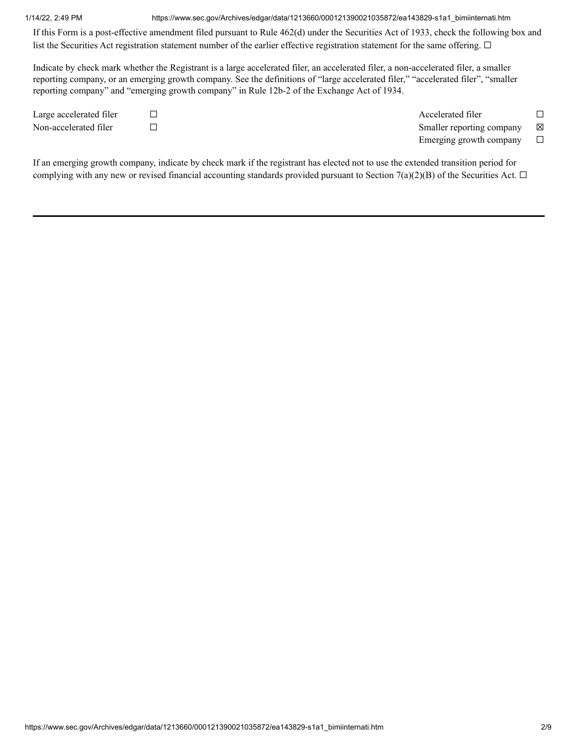If this Form is a post-effective amendment filed pursuant to Rule 462(d) under the Securities Act of 1933, check the following box and list the Securities Act registration statement number of the earlier effective registration statement for the same offering. ☐

Indicate by check mark whether the Registrant is a large accelerated filer, an accelerated filer, a non-accelerated filer, a smaller reporting company, or an emerging growth company. See the definitions of "large accelerated filer," "accelerated filer", "smaller reporting company" and "emerging growth company" in Rule 12b-2 of the Exchange Act of 1934.

| | | | |
|---|---|---|---|
| Large accelerated filer | ☐ | Accelerated filer | ☐ |
| Non-accelerated filer | ☐ | Smaller reporting company | ☒ |
| | | Emerging growth company | ☐ |

If an emerging growth company, indicate by check mark if the registrant has elected not to use the extended transition period for complying with any new or revised financial accounting standards provided pursuant to Section 7(a)(2)(B) of the Securities Act. ☐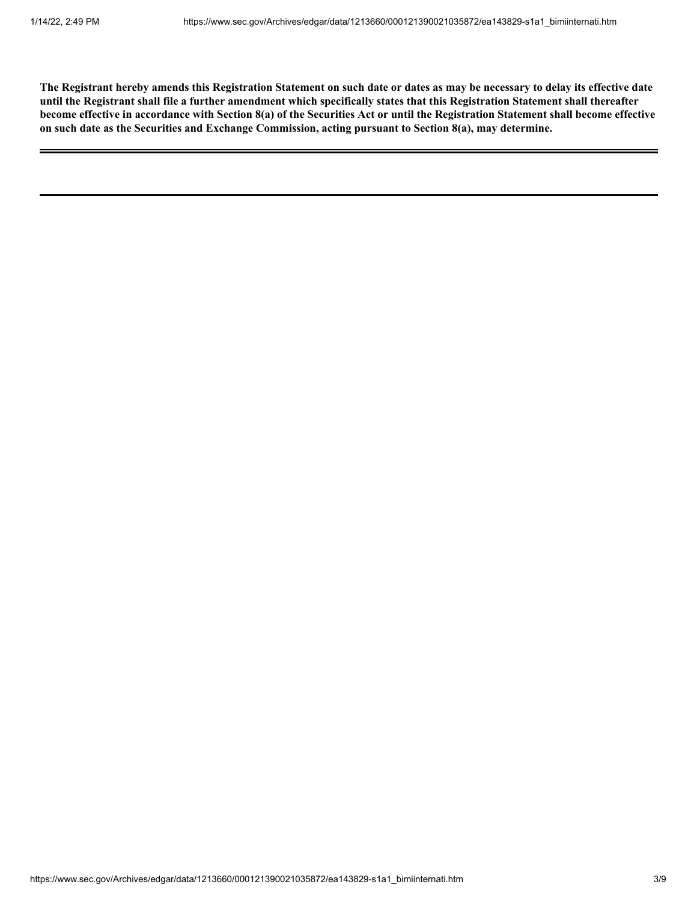**The Registrant hereby amends this Registration Statement on such date or dates as may be necessary to delay its effective date until the Registrant shall file a further amendment which specifically states that this Registration Statement shall thereafter become effective in accordance with Section 8(a) of the Securities Act or until the Registration Statement shall become effective on such date as the Securities and Exchange Commission, acting pursuant to Section 8(a), may determine.**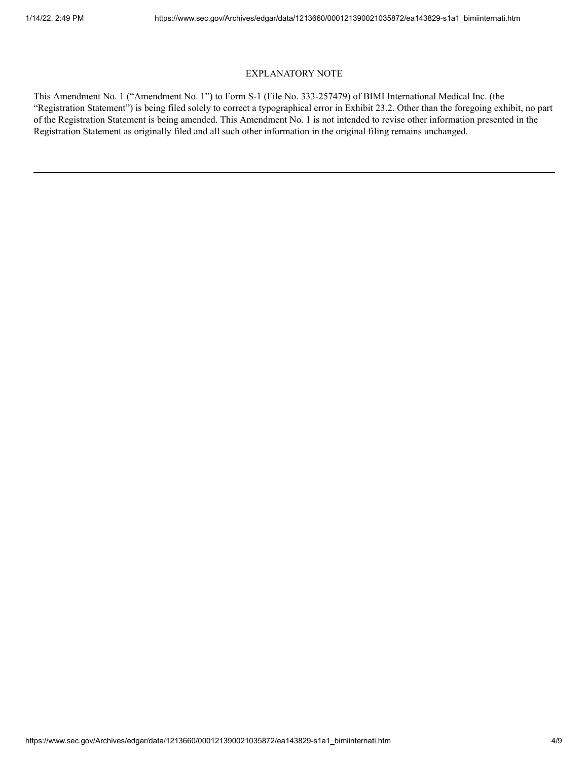## EXPLANATORY NOTE

This Amendment No. 1 ("Amendment No. 1") to Form S-1 (File No. 333-257479) of BIMI International Medical Inc. (the "Registration Statement") is being filed solely to correct a typographical error in Exhibit 23.2. Other than the foregoing exhibit, no part of the Registration Statement is being amended. This Amendment No. 1 is not intended to revise other information presented in the Registration Statement as originally filed and all such other information in the original filing remains unchanged.

---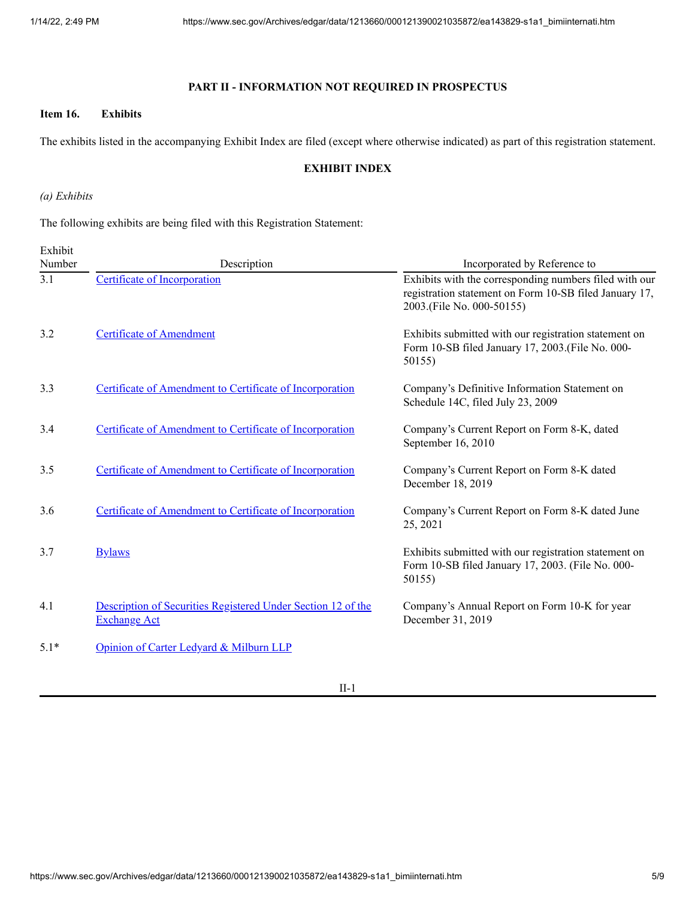## PART II - INFORMATION NOT REQUIRED IN PROSPECTUS

**Item 16. Exhibits**

The exhibits listed in the accompanying Exhibit Index are filed (except where otherwise indicated) as part of this registration statement.

## EXHIBIT INDEX

*(a) Exhibits*

The following exhibits are being filed with this Registration Statement:

| Exhibit Number | Description | Incorporated by Reference to |
|---|---|---|
| 3.1 | Certificate of Incorporation | Exhibits with the corresponding numbers filed with our registration statement on Form 10-SB filed January 17, 2003.(File No. 000-50155) |
| 3.2 | Certificate of Amendment | Exhibits submitted with our registration statement on Form 10-SB filed January 17, 2003.(File No. 000-50155) |
| 3.3 | Certificate of Amendment to Certificate of Incorporation | Company's Definitive Information Statement on Schedule 14C, filed July 23, 2009 |
| 3.4 | Certificate of Amendment to Certificate of Incorporation | Company's Current Report on Form 8-K, dated September 16, 2010 |
| 3.5 | Certificate of Amendment to Certificate of Incorporation | Company's Current Report on Form 8-K dated December 18, 2019 |
| 3.6 | Certificate of Amendment to Certificate of Incorporation | Company's Current Report on Form 8-K dated June 25, 2021 |
| 3.7 | Bylaws | Exhibits submitted with our registration statement on Form 10-SB filed January 17, 2003. (File No. 000-50155) |
| 4.1 | Description of Securities Registered Under Section 12 of the Exchange Act | Company's Annual Report on Form 10-K for year December 31, 2019 |
| 5.1* | Opinion of Carter Ledyard & Milburn LLP | |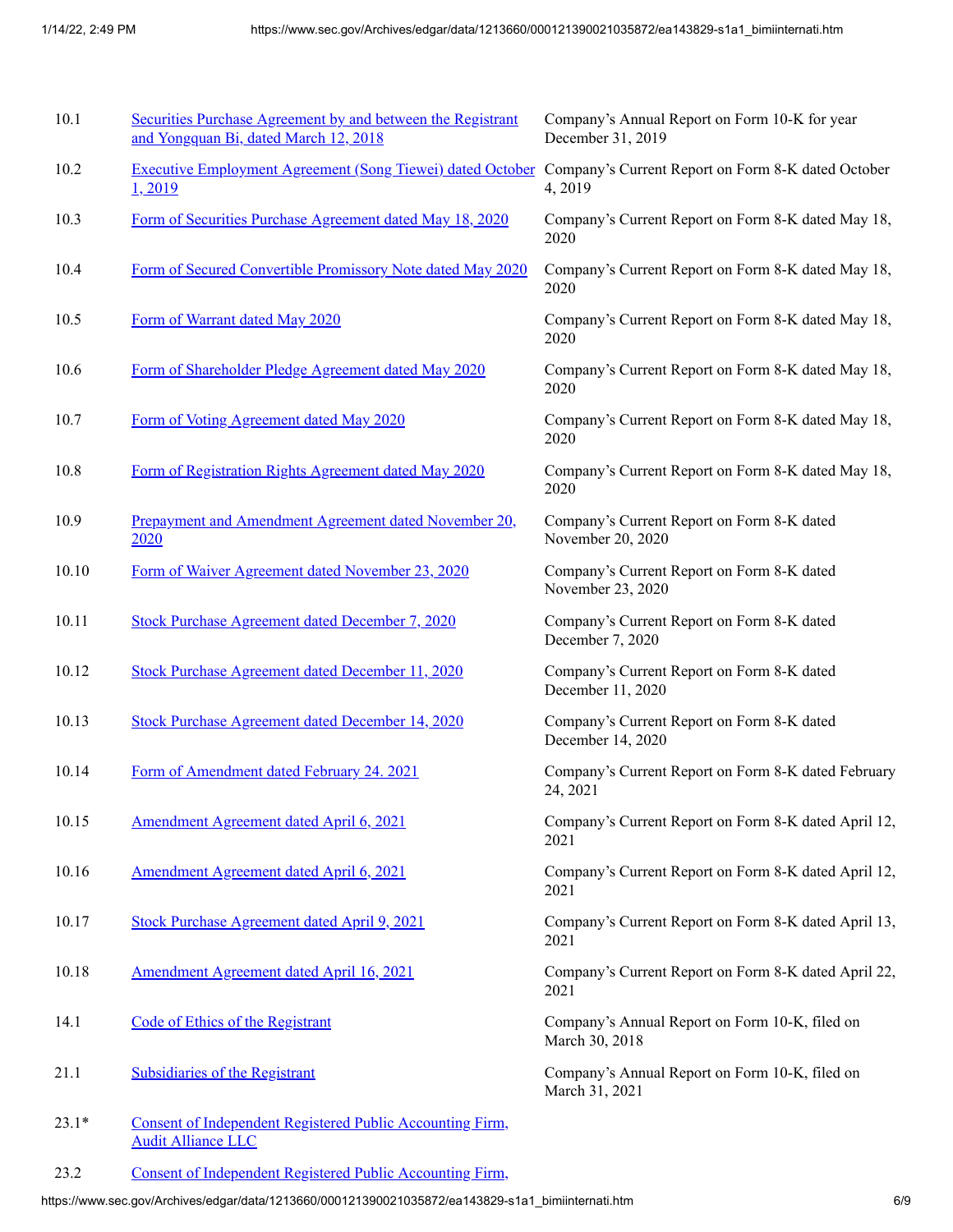| | | |
|---|---|---|
| 10.1 | Securities Purchase Agreement by and between the Registrant and Yongquan Bi, dated March 12, 2018 | Company's Annual Report on Form 10-K for year December 31, 2019 |
| 10.2 | Executive Employment Agreement (Song Tiewei) dated October 1, 2019 | Company's Current Report on Form 8-K dated October 4, 2019 |
| 10.3 | Form of Securities Purchase Agreement dated May 18, 2020 | Company's Current Report on Form 8-K dated May 18, 2020 |
| 10.4 | Form of Secured Convertible Promissory Note dated May 2020 | Company's Current Report on Form 8-K dated May 18, 2020 |
| 10.5 | Form of Warrant dated May 2020 | Company's Current Report on Form 8-K dated May 18, 2020 |
| 10.6 | Form of Shareholder Pledge Agreement dated May 2020 | Company's Current Report on Form 8-K dated May 18, 2020 |
| 10.7 | Form of Voting Agreement dated May 2020 | Company's Current Report on Form 8-K dated May 18, 2020 |
| 10.8 | Form of Registration Rights Agreement dated May 2020 | Company's Current Report on Form 8-K dated May 18, 2020 |
| 10.9 | Prepayment and Amendment Agreement dated November 20, 2020 | Company's Current Report on Form 8-K dated November 20, 2020 |
| 10.10 | Form of Waiver Agreement dated November 23, 2020 | Company's Current Report on Form 8-K dated November 23, 2020 |
| 10.11 | Stock Purchase Agreement dated December 7, 2020 | Company's Current Report on Form 8-K dated December 7, 2020 |
| 10.12 | Stock Purchase Agreement dated December 11, 2020 | Company's Current Report on Form 8-K dated December 11, 2020 |
| 10.13 | Stock Purchase Agreement dated December 14, 2020 | Company's Current Report on Form 8-K dated December 14, 2020 |
| 10.14 | Form of Amendment dated February 24. 2021 | Company's Current Report on Form 8-K dated February 24, 2021 |
| 10.15 | Amendment Agreement dated April 6, 2021 | Company's Current Report on Form 8-K dated April 12, 2021 |
| 10.16 | Amendment Agreement dated April 6, 2021 | Company's Current Report on Form 8-K dated April 12, 2021 |
| 10.17 | Stock Purchase Agreement dated April 9, 2021 | Company's Current Report on Form 8-K dated April 13, 2021 |
| 10.18 | Amendment Agreement dated April 16, 2021 | Company's Current Report on Form 8-K dated April 22, 2021 |
| 14.1 | Code of Ethics of the Registrant | Company's Annual Report on Form 10-K, filed on March 30, 2018 |
| 21.1 | Subsidiaries of the Registrant | Company's Annual Report on Form 10-K, filed on March 31, 2021 |
| 23.1* | Consent of Independent Registered Public Accounting Firm, Audit Alliance LLC | |
| 23.2 | Consent of Independent Registered Public Accounting Firm, | |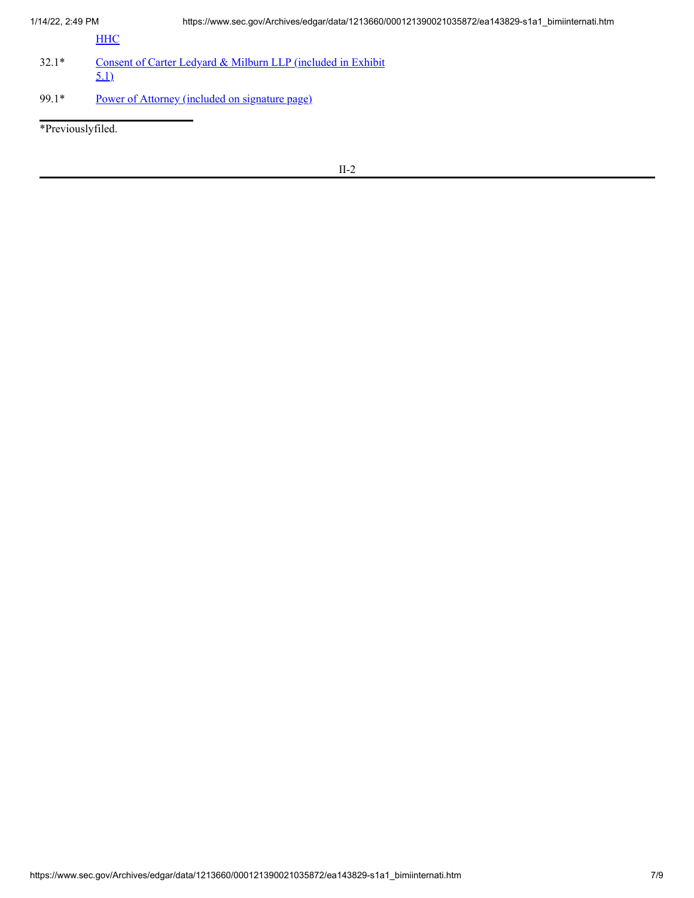| | |
|---|---|
| | HHC |
| 32.1* | Consent of Carter Ledyard & Milburn LLP (included in Exhibit 5.1) |
| 99.1* | Power of Attorney (included on signature page) |

*Previouslyfiled.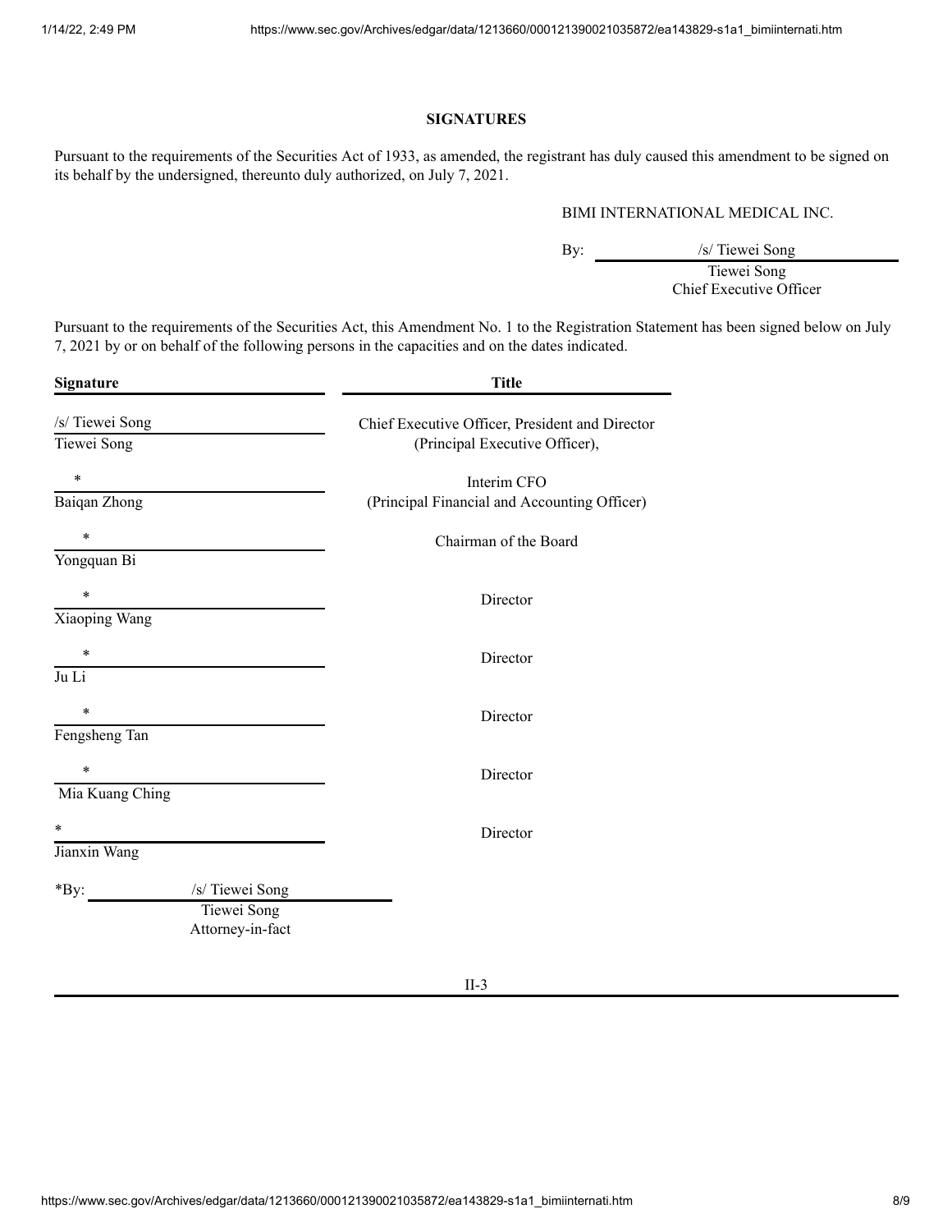## SIGNATURES

Pursuant to the requirements of the Securities Act of 1933, as amended, the registrant has duly caused this amendment to be signed on its behalf by the undersigned, thereunto duly authorized, on July 7, 2021.

BIMI INTERNATIONAL MEDICAL INC.

By: /s/ Tiewei Song
Tiewei Song
Chief Executive Officer

Pursuant to the requirements of the Securities Act, this Amendment No. 1 to the Registration Statement has been signed below on July 7, 2021 by or on behalf of the following persons in the capacities and on the dates indicated.

| Signature | Title |
|---|---|
| /s/ Tiewei Song<br>Tiewei Song | Chief Executive Officer, President and Director<br>(Principal Executive Officer), |
| *<br>Baiqan Zhong | Interim CFO<br>(Principal Financial and Accounting Officer) |
| *<br>Yongquan Bi | Chairman of the Board |
| *<br>Xiaoping Wang | Director |
| *<br>Ju Li | Director |
| *<br>Fengsheng Tan | Director |
| *<br>Mia Kuang Ching | Director |
| *<br>Jianxin Wang | Director |

*By: /s/ Tiewei Song
Tiewei Song
Attorney-in-fact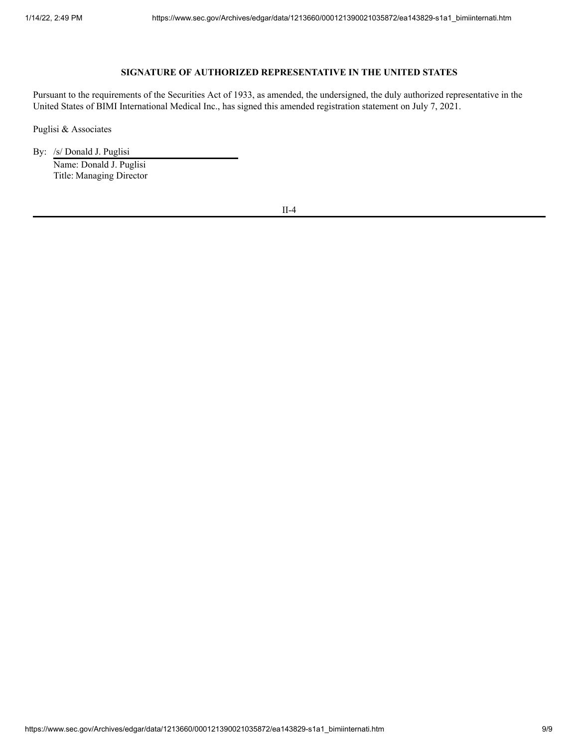**SIGNATURE OF AUTHORIZED REPRESENTATIVE IN THE UNITED STATES**

Pursuant to the requirements of the Securities Act of 1933, as amended, the undersigned, the duly authorized representative in the United States of BIMI International Medical Inc., has signed this amended registration statement on July 7, 2021.

Puglisi & Associates

By: /s/ Donald J. Puglisi
Name: Donald J. Puglisi
Title: Managing Director